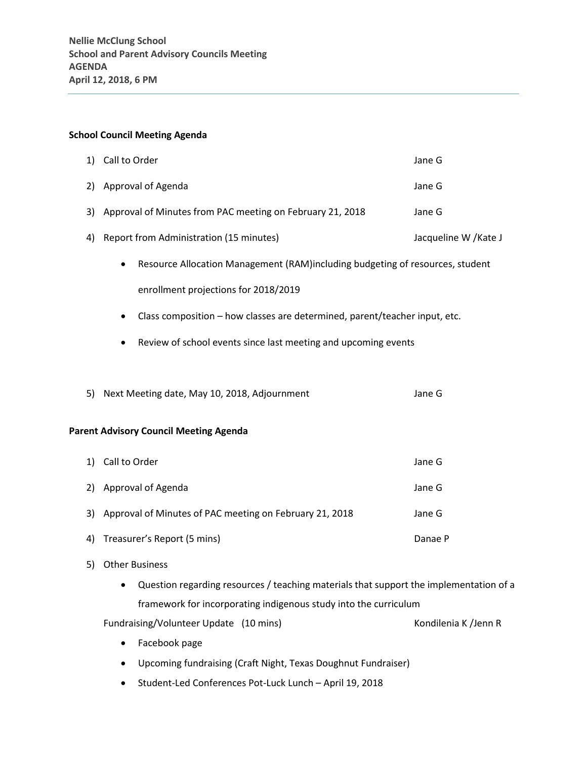**Nellie McClung School**
**School and Parent Advisory Councils Meeting**
**AGENDA**
**April 12, 2018, 6 PM**

---

**School Council Meeting Agenda**

1) Call to Order — Jane G
2) Approval of Agenda — Jane G
3) Approval of Minutes from PAC meeting on February 21, 2018 — Jane G
4) Report from Administration (15 minutes) — Jacqueline W /Kate J
   - Resource Allocation Management (RAM)including budgeting of resources, student enrollment projections for 2018/2019
   - Class composition – how classes are determined, parent/teacher input, etc.
   - Review of school events since last meeting and upcoming events
5) Next Meeting date, May 10, 2018, Adjournment — Jane G

**Parent Advisory Council Meeting Agenda**

1) Call to Order — Jane G
2) Approval of Agenda — Jane G
3) Approval of Minutes of PAC meeting on February 21, 2018 — Jane G
4) Treasurer's Report (5 mins) — Danae P
5) Other Business
   - Question regarding resources / teaching materials that support the implementation of a framework for incorporating indigenous study into the curriculum

   Fundraising/Volunteer Update (10 mins) — Kondilenia K /Jenn R

   - Facebook page
   - Upcoming fundraising (Craft Night, Texas Doughnut Fundraiser)
   - Student-Led Conferences Pot-Luck Lunch – April 19, 2018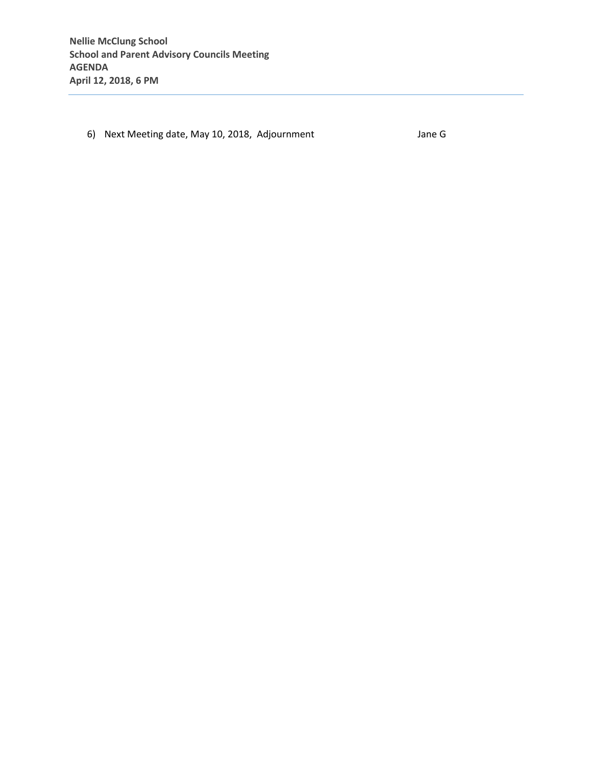**Nellie McClung School**
**School and Parent Advisory Councils Meeting**
**AGENDA**
**April 12, 2018, 6 PM**

---

6) Next Meeting date, May 10, 2018, Adjournment Jane G